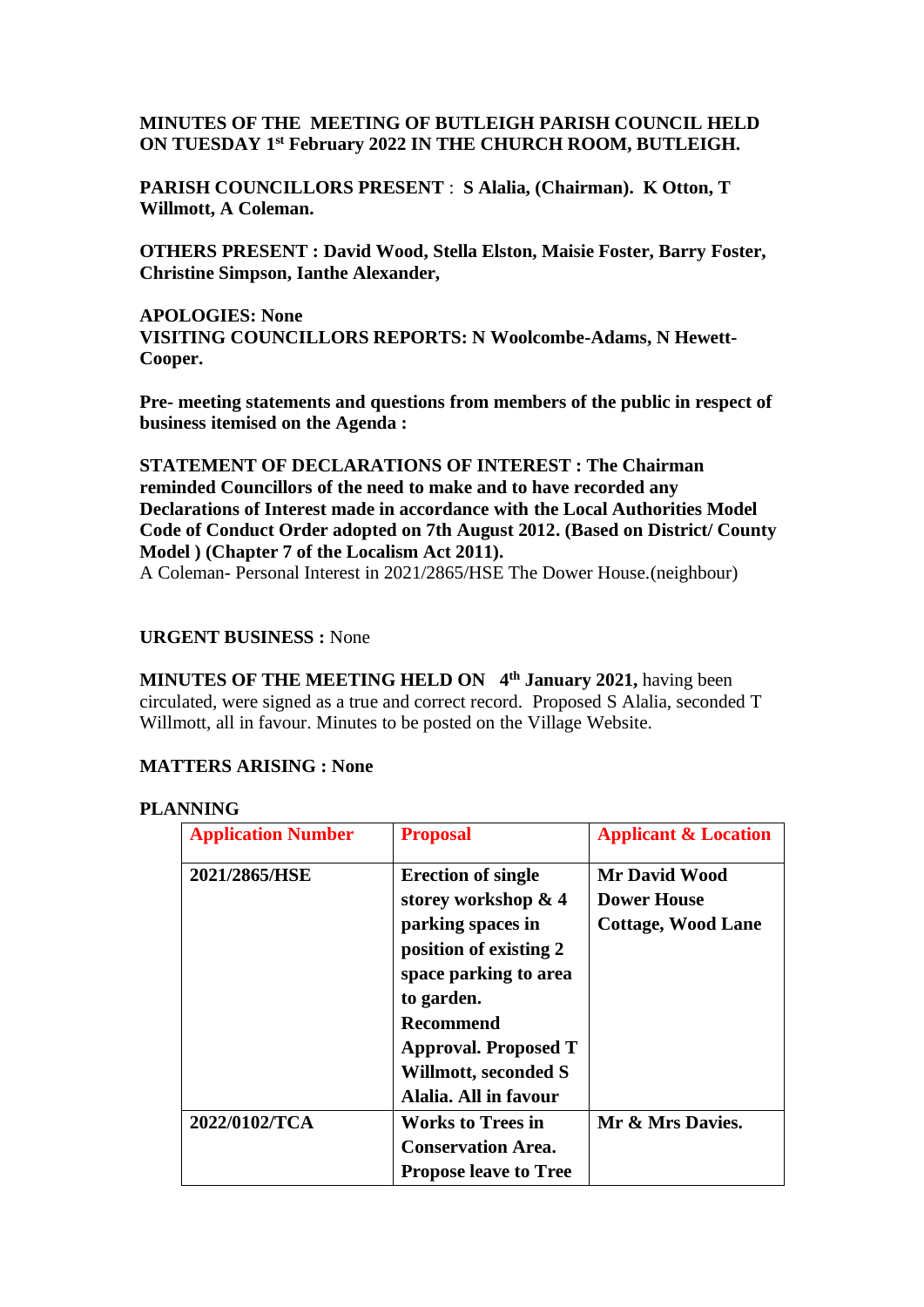**MINUTES OF THE MEETING OF BUTLEIGH PARISH COUNCIL HELD ON TUESDAY 1st February 2022 IN THE CHURCH ROOM, BUTLEIGH.**

**PARISH COUNCILLORS PRESENT** : **S Alalia, (Chairman). K Otton, T Willmott, A Coleman.**

**OTHERS PRESENT : David Wood, Stella Elston, Maisie Foster, Barry Foster, Christine Simpson, Ianthe Alexander,**

**APOLOGIES: None**
**VISITING COUNCILLORS REPORTS: N Woolcombe-Adams, N Hewett-Cooper.**

**Pre- meeting statements and questions from members of the public in respect of business itemised on the Agenda :**

**STATEMENT OF DECLARATIONS OF INTEREST : The Chairman reminded Councillors of the need to make and to have recorded any Declarations of Interest made in accordance with the Local Authorities Model Code of Conduct Order adopted on 7th August 2012. (Based on District/ County Model ) (Chapter 7 of the Localism Act 2011).**
A Coleman- Personal Interest in 2021/2865/HSE The Dower House.(neighbour)

**URGENT BUSINESS :** None

**MINUTES OF THE MEETING HELD ON 4th January 2021,** having been circulated, were signed as a true and correct record. Proposed S Alalia, seconded T Willmott, all in favour. Minutes to be posted on the Village Website.

**MATTERS ARISING : None**

**PLANNING**

| Application Number | Proposal | Applicant & Location |
|---|---|---|
| **2021/2865/HSE** | **Erection of single storey workshop & 4 parking spaces in position of existing 2 space parking to area to garden. Recommend Approval. Proposed T Willmott, seconded S Alalia. All in favour** | **Mr David Wood Dower House Cottage, Wood Lane** |
| **2022/0102/TCA** | **Works to Trees in Conservation Area. Propose leave to Tree** | **Mr & Mrs Davies.** |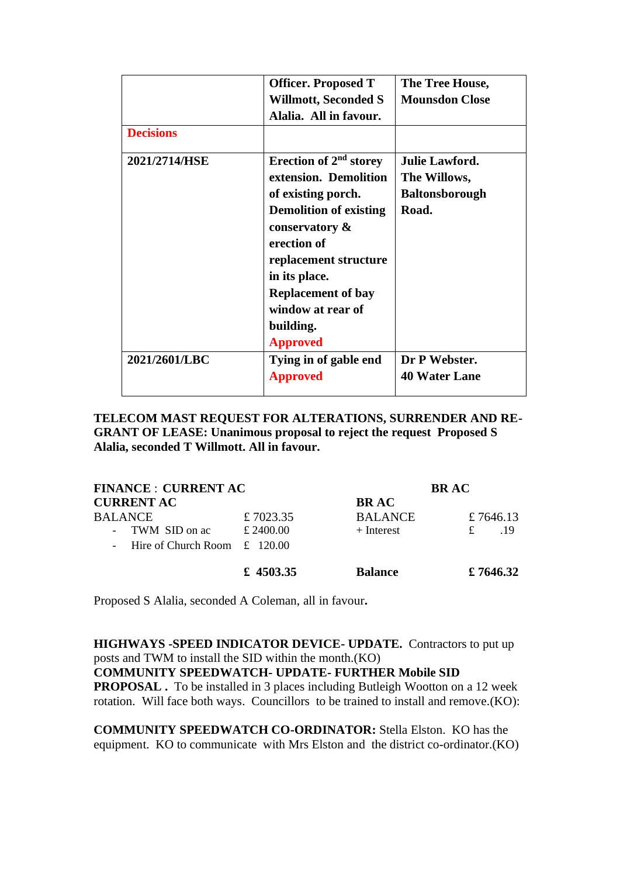| | | |
|---|---|---|
| | **Officer. Proposed T Willmott, Seconded S Alalia. All in favour.** | **The Tree House, Mounsdon Close** |
| **Decisions** | | |
| **2021/2714/HSE** | **Erection of 2nd storey extension. Demolition of existing porch. Demolition of existing conservatory & erection of replacement structure in its place. Replacement of bay window at rear of building. Approved** | **Julie Lawford. The Willows, Baltonsborough Road.** |
| **2021/2601/LBC** | **Tying in of gable end Approved** | **Dr P Webster. 40 Water Lane** |

**TELECOM MAST REQUEST FOR ALTERATIONS, SURRENDER AND RE-GRANT OF LEASE: Unanimous proposal to reject the request Proposed S Alalia, seconded T Willmott. All in favour.**

**FINANCE** : **CURRENT AC** **BR AC**

| **CURRENT AC** | | **BR AC** | |
|---|---|---|---|
| BALANCE | £ 7023.35 | BALANCE | £ 7646.13 |
| - TWM SID on ac | £ 2400.00 | + Interest | £ .19 |
| - Hire of Church Room | £ 120.00 | | |
| | **£ 4503.35** | **Balance** | **£ 7646.32** |

Proposed S Alalia, seconded A Coleman, all in favour**.**

**HIGHWAYS -SPEED INDICATOR DEVICE- UPDATE.** Contractors to put up posts and TWM to install the SID within the month.(KO)
**COMMUNITY SPEEDWATCH- UPDATE- FURTHER Mobile SID PROPOSAL .** To be installed in 3 places including Butleigh Wootton on a 12 week rotation. Will face both ways. Councillors to be trained to install and remove.(KO):

**COMMUNITY SPEEDWATCH CO-ORDINATOR:** Stella Elston. KO has the equipment. KO to communicate with Mrs Elston and the district co-ordinator.(KO)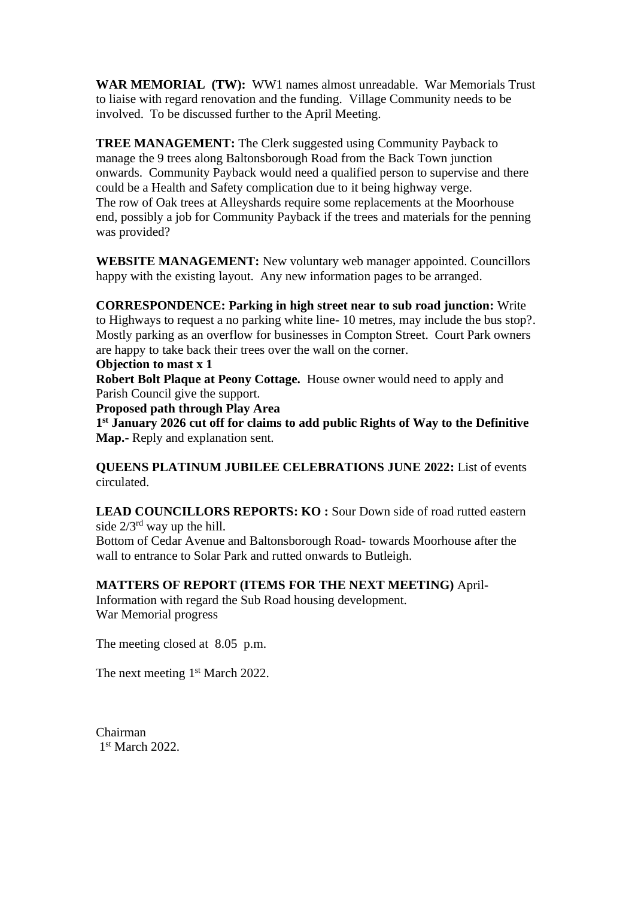**WAR MEMORIAL (TW):** WW1 names almost unreadable. War Memorials Trust to liaise with regard renovation and the funding. Village Community needs to be involved. To be discussed further to the April Meeting.

**TREE MANAGEMENT:** The Clerk suggested using Community Payback to manage the 9 trees along Baltonsborough Road from the Back Town junction onwards. Community Payback would need a qualified person to supervise and there could be a Health and Safety complication due to it being highway verge.
The row of Oak trees at Alleyshards require some replacements at the Moorhouse end, possibly a job for Community Payback if the trees and materials for the penning was provided?

**WEBSITE MANAGEMENT:** New voluntary web manager appointed. Councillors happy with the existing layout. Any new information pages to be arranged.

**CORRESPONDENCE: Parking in high street near to sub road junction:** Write to Highways to request a no parking white line- 10 metres, may include the bus stop?. Mostly parking as an overflow for businesses in Compton Street. Court Park owners are happy to take back their trees over the wall on the corner.
**Objection to mast x 1**
**Robert Bolt Plaque at Peony Cottage.** House owner would need to apply and Parish Council give the support.
**Proposed path through Play Area**
**1st January 2026 cut off for claims to add public Rights of Way to the Definitive Map.-** Reply and explanation sent.

**QUEENS PLATINUM JUBILEE CELEBRATIONS JUNE 2022:** List of events circulated.

**LEAD COUNCILLORS REPORTS: KO :** Sour Down side of road rutted eastern side 2/3rd way up the hill.
Bottom of Cedar Avenue and Baltonsborough Road- towards Moorhouse after the wall to entrance to Solar Park and rutted onwards to Butleigh.

**MATTERS OF REPORT (ITEMS FOR THE NEXT MEETING)** April-
Information with regard the Sub Road housing development.
War Memorial progress

The meeting closed at 8.05 p.m.

The next meeting 1st March 2022.

Chairman
1st March 2022.